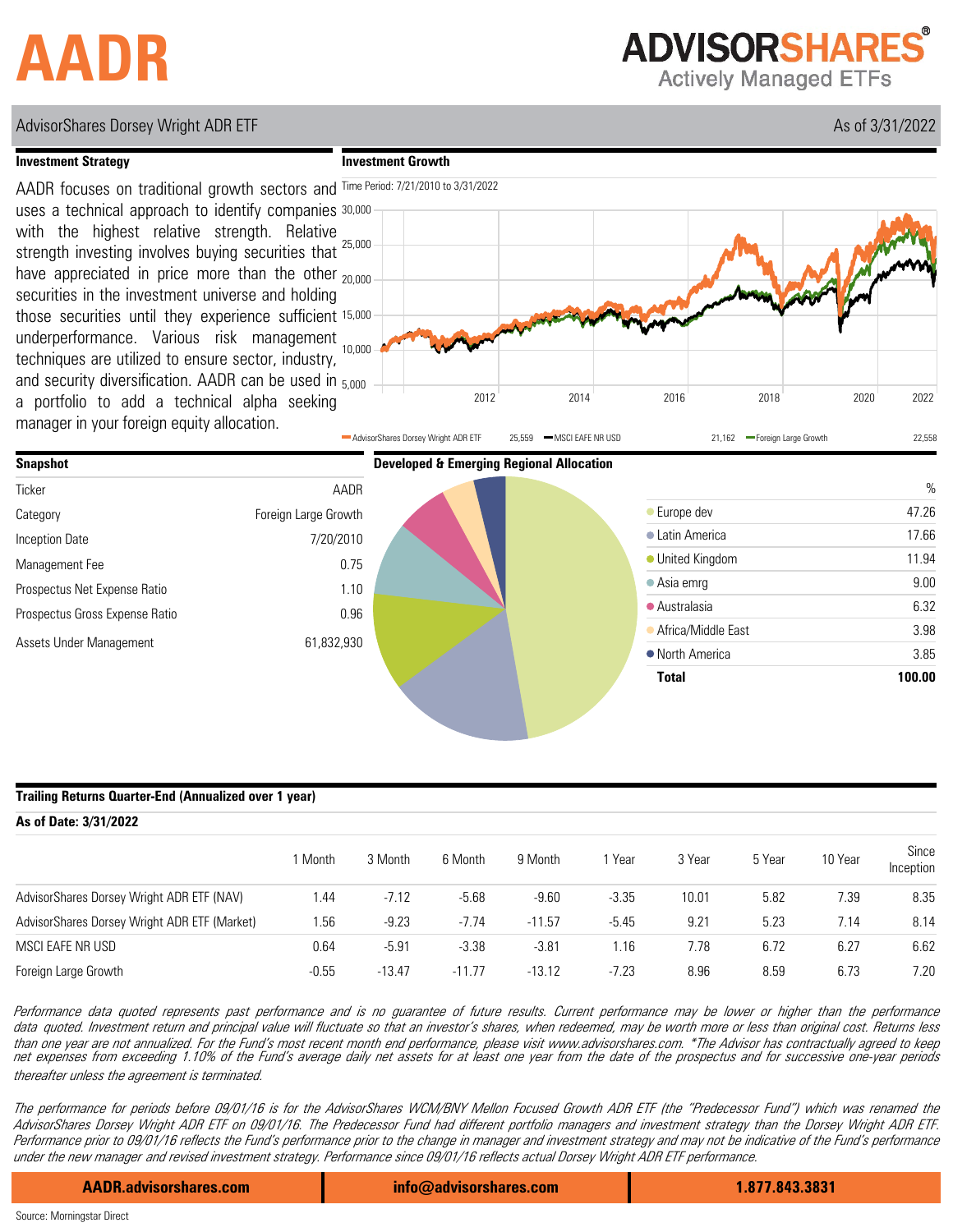# AADR

**ADVISORSHARES®**
Actively Managed ETFs

AdvisorShares Dorsey Wright ADR ETF — As of 3/31/2022

## Investment Strategy

AADR focuses on traditional growth sectors and uses a technical approach to identify companies with the highest relative strength. Relative strength investing involves buying securities that have appreciated in price more than the other securities in the investment universe and holding those securities until they experience sufficient underperformance. Various risk management techniques are utilized to ensure sector, industry, and security diversification. AADR can be used in a portfolio to add a technical alpha seeking manager in your foreign equity allocation.

## Investment Growth

Time Period: 7/21/2010 to 3/31/2022

| Series | Value |
|---|---|
| AdvisorShares Dorsey Wright ADR ETF | 25,559 |
| MSCI EAFE NR USD | 21,162 |
| Foreign Large Growth | 22,558 |

## Snapshot

| | |
|---|---|
| Ticker | AADR |
| Category | Foreign Large Growth |
| Inception Date | 7/20/2010 |
| Management Fee | 0.75 |
| Prospectus Net Expense Ratio | 1.10 |
| Prospectus Gross Expense Ratio | 0.96 |
| Assets Under Management | 61,832,930 |

## Developed & Emerging Regional Allocation

| Region | % |
|---|---|
| Europe dev | 47.26 |
| Latin America | 17.66 |
| United Kingdom | 11.94 |
| Asia emrg | 9.00 |
| Australasia | 6.32 |
| Africa/Middle East | 3.98 |
| North America | 3.85 |
| **Total** | **100.00** |

## Trailing Returns Quarter-End (Annualized over 1 year)

**As of Date: 3/31/2022**

| | 1 Month | 3 Month | 6 Month | 9 Month | 1 Year | 3 Year | 5 Year | 10 Year | Since Inception |
|---|---|---|---|---|---|---|---|---|---|
| AdvisorShares Dorsey Wright ADR ETF (NAV) | 1.44 | -7.12 | -5.68 | -9.60 | -3.35 | 10.01 | 5.82 | 7.39 | 8.35 |
| AdvisorShares Dorsey Wright ADR ETF (Market) | 1.56 | -9.23 | -7.74 | -11.57 | -5.45 | 9.21 | 5.23 | 7.14 | 8.14 |
| MSCI EAFE NR USD | 0.64 | -5.91 | -3.38 | -3.81 | 1.16 | 7.78 | 6.72 | 6.27 | 6.62 |
| Foreign Large Growth | -0.55 | -13.47 | -11.77 | -13.12 | -7.23 | 8.96 | 8.59 | 6.73 | 7.20 |

*Performance data quoted represents past performance and is no guarantee of future results. Current performance may be lower or higher than the performance data quoted. Investment return and principal value will fluctuate so that an investor's shares, when redeemed, may be worth more or less than original cost. Returns less than one year are not annualized. For the Fund's most recent month end performance, please visit www.advisorshares.com. *The Advisor has contractually agreed to keep net expenses from exceeding 1.10% of the Fund's average daily net assets for at least one year from the date of the prospectus and for successive one-year periods thereafter unless the agreement is terminated.*

*The performance for periods before 09/01/16 is for the AdvisorShares WCM/BNY Mellon Focused Growth ADR ETF (the "Predecessor Fund") which was renamed the AdvisorShares Dorsey Wright ADR ETF on 09/01/16. The Predecessor Fund had different portfolio managers and investment strategy than the Dorsey Wright ADR ETF. Performance prior to 09/01/16 reflects the Fund's performance prior to the change in manager and investment strategy and may not be indicative of the Fund's performance under the new manager and revised investment strategy. Performance since 09/01/16 reflects actual Dorsey Wright ADR ETF performance.*

**AADR.advisorshares.com** | **info@advisorshares.com** | **1.877.843.3831**

Source: Morningstar Direct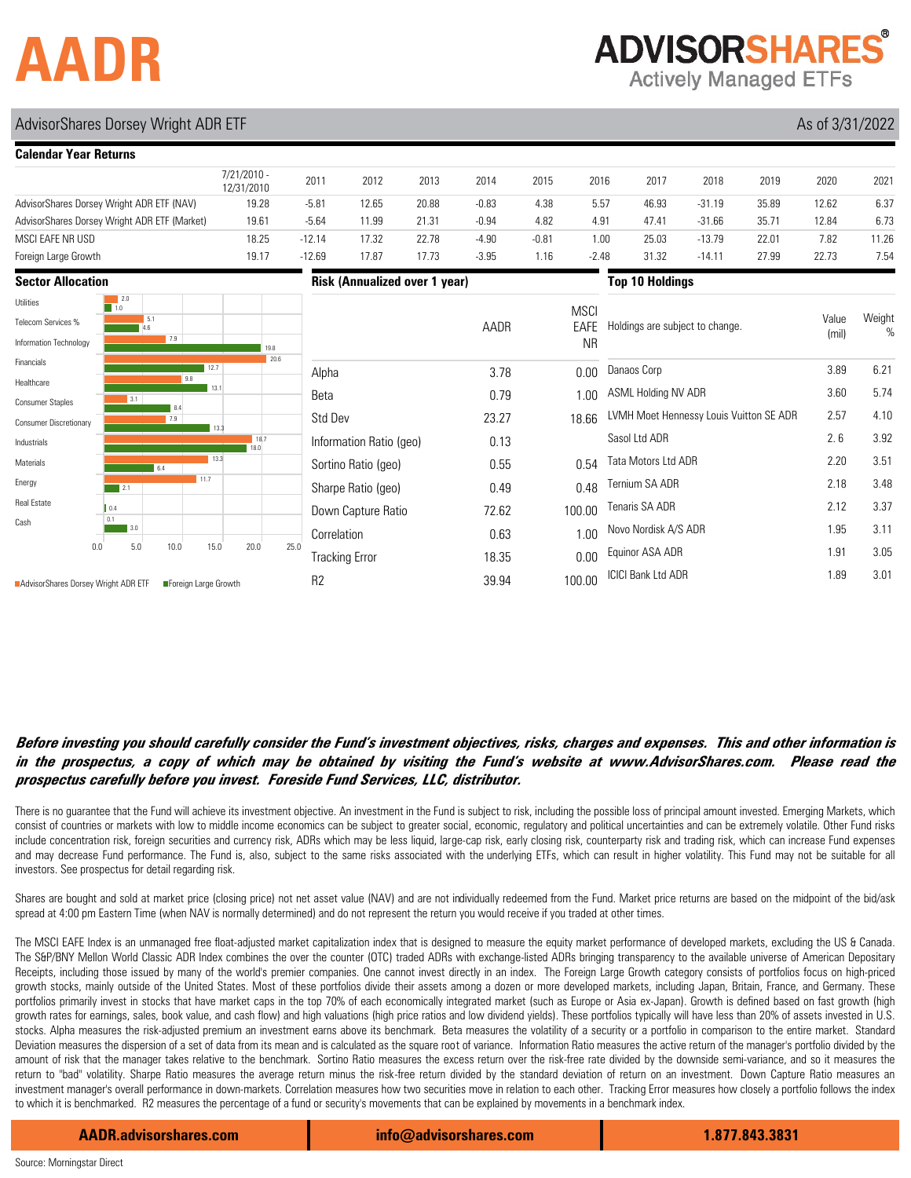# AADR

**ADVISORSHARES®**
Actively Managed ETFs

AdvisorShares Dorsey Wright ADR ETF — As of 3/31/2022

## Calendar Year Returns

| | 7/21/2010 - 12/31/2010 | 2011 | 2012 | 2013 | 2014 | 2015 | 2016 | 2017 | 2018 | 2019 | 2020 | 2021 |
|---|---|---|---|---|---|---|---|---|---|---|---|---|
| AdvisorShares Dorsey Wright ADR ETF (NAV) | 19.28 | -5.81 | 12.65 | 20.88 | -0.83 | 4.38 | 5.57 | 46.93 | -31.19 | 35.89 | 12.62 | 6.37 |
| AdvisorShares Dorsey Wright ADR ETF (Market) | 19.61 | -5.64 | 11.99 | 21.31 | -0.94 | 4.82 | 4.91 | 47.41 | -31.66 | 35.71 | 12.84 | 6.73 |
| MSCI EAFE NR USD | 18.25 | -12.14 | 17.32 | 22.78 | -4.90 | -0.81 | 1.00 | 25.03 | -13.79 | 22.01 | 7.82 | 11.26 |
| Foreign Large Growth | 19.17 | -12.69 | 17.87 | 17.73 | -3.95 | 1.16 | -2.48 | 31.32 | -14.11 | 27.99 | 22.73 | 7.54 |

## Sector Allocation

Utilities 2.0 1.0
Telecom Services % 5.1 4.6
Information Technology 7.9 19.8
Financials 20.6 12.7
Healthcare 9.8 13.1
Consumer Staples 3.1 8.4
Consumer Discretionary 7.9 13.3
Industrials 18.7 18.0
Materials 13.3 6.4
Energy 11.7 2.1
Real Estate 0.4
Cash 0.1 3.0

0.0 5.0 10.0 15.0 20.0 25.0

AdvisorShares Dorsey Wright ADR ETF ■ Foreign Large Growth

## Risk (Annualized over 1 year)

| | AADR | MSCI EAFE NR |
|---|---|---|
| Alpha | 3.78 | 0.00 |
| Beta | 0.79 | 1.00 |
| Std Dev | 23.27 | 18.66 |
| Information Ratio (geo) | 0.13 | |
| Sortino Ratio (geo) | 0.55 | 0.54 |
| Sharpe Ratio (geo) | 0.49 | 0.48 |
| Down Capture Ratio | 72.62 | 100.00 |
| Correlation | 0.63 | 1.00 |
| Tracking Error | 18.35 | 0.00 |
| R2 | 39.94 | 100.00 |

## Top 10 Holdings

| Holdings are subject to change. | Value (mil) | Weight % |
|---|---|---|
| Danaos Corp | 3.89 | 6.21 |
| ASML Holding NV ADR | 3.60 | 5.74 |
| LVMH Moet Hennessy Louis Vuitton SE ADR | 2.57 | 4.10 |
| Sasol Ltd ADR | 2. 6 | 3.92 |
| Tata Motors Ltd ADR | 2.20 | 3.51 |
| Ternium SA ADR | 2.18 | 3.48 |
| Tenaris SA ADR | 2.12 | 3.37 |
| Novo Nordisk A/S ADR | 1.95 | 3.11 |
| Equinor ASA ADR | 1.91 | 3.05 |
| ICICI Bank Ltd ADR | 1.89 | 3.01 |

***Before investing you should carefully consider the Fund's investment objectives, risks, charges and expenses. This and other information is in the prospectus, a copy of which may be obtained by visiting the Fund's website at www.AdvisorShares.com. Please read the prospectus carefully before you invest. Foreside Fund Services, LLC, distributor.***

There is no guarantee that the Fund will achieve its investment objective. An investment in the Fund is subject to risk, including the possible loss of principal amount invested. Emerging Markets, which consist of countries or markets with low to middle income economics can be subject to greater social, economic, regulatory and political uncertainties and can be extremely volatile. Other Fund risks include concentration risk, foreign securities and currency risk, ADRs which may be less liquid, large-cap risk, early closing risk, counterparty risk and trading risk, which can increase Fund expenses and may decrease Fund performance. The Fund is, also, subject to the same risks associated with the underlying ETFs, which can result in higher volatility. This Fund may not be suitable for all investors. See prospectus for detail regarding risk.

Shares are bought and sold at market price (closing price) not net asset value (NAV) and are not individually redeemed from the Fund. Market price returns are based on the midpoint of the bid/ask spread at 4:00 pm Eastern Time (when NAV is normally determined) and do not represent the return you would receive if you traded at other times.

The MSCI EAFE Index is an unmanaged free float-adjusted market capitalization index that is designed to measure the equity market performance of developed markets, excluding the US & Canada. The S&P/BNY Mellon World Classic ADR Index combines the over the counter (OTC) traded ADRs with exchange-listed ADRs bringing transparency to the available universe of American Depositary Receipts, including those issued by many of the world's premier companies. One cannot invest directly in an index. The Foreign Large Growth category consists of portfolios focus on high-priced growth stocks, mainly outside of the United States. Most of these portfolios divide their assets among a dozen or more developed markets, including Japan, Britain, France, and Germany. These portfolios primarily invest in stocks that have market caps in the top 70% of each economically integrated market (such as Europe or Asia ex-Japan). Growth is defined based on fast growth (high growth rates for earnings, sales, book value, and cash flow) and high valuations (high price ratios and low dividend yields). These portfolios typically will have less than 20% of assets invested in U.S. stocks. Alpha measures the risk-adjusted premium an investment earns above its benchmark. Beta measures the volatility of a security or a portfolio in comparison to the entire market. Standard Deviation measures the dispersion of a set of data from its mean and is calculated as the square root of variance. Information Ratio measures the active return of the manager's portfolio divided by the amount of risk that the manager takes relative to the benchmark. Sortino Ratio measures the excess return over the risk-free rate divided by the downside semi-variance, and so it measures the return to "bad" volatility. Sharpe Ratio measures the average return minus the risk-free return divided by the standard deviation of return on an investment. Down Capture Ratio measures an investment manager's overall performance in down-markets. Correlation measures how two securities move in relation to each other. Tracking Error measures how closely a portfolio follows the index to which it is benchmarked. R2 measures the percentage of a fund or security's movements that can be explained by movements in a benchmark index.

**AADR.advisorshares.com** | **info@advisorshares.com** | **1.877.843.3831**

Source: Morningstar Direct